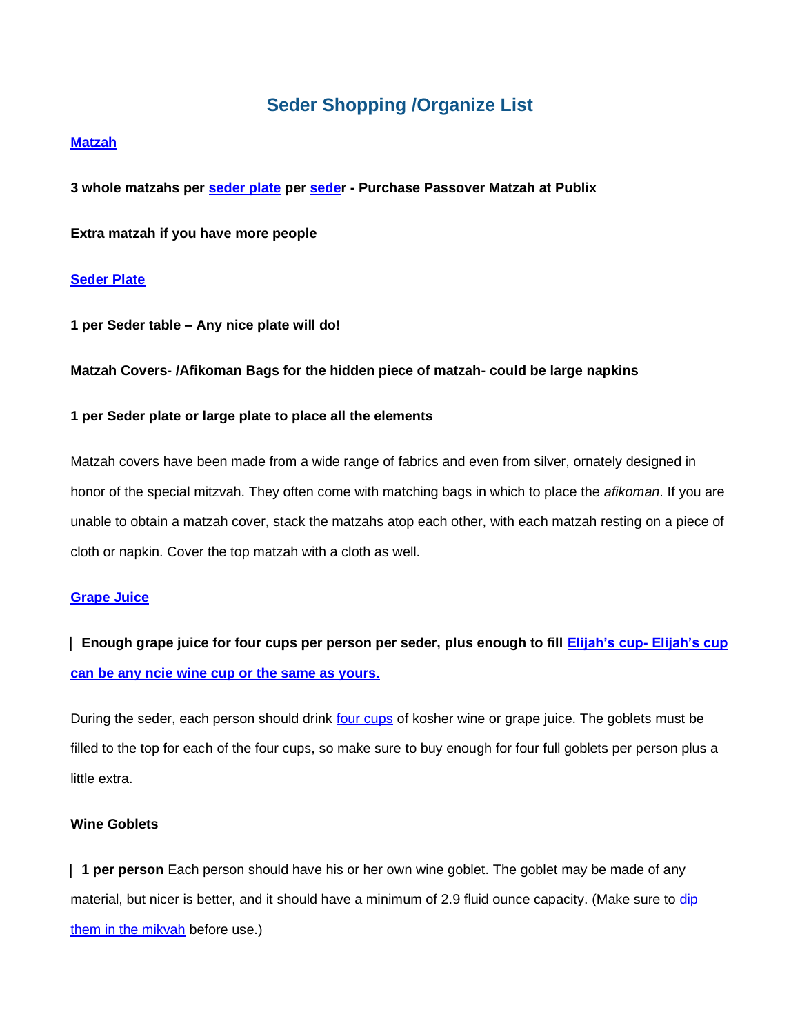# Seder Shopping /Organize List

**Matzah**

**3 whole matzahs per seder plate per seder - Purchase Passover Matzah at Publix**

**Extra matzah if you have more people**

**Seder Plate**

**1 per Seder table – Any nice plate will do!**

**Matzah Covers- /Afikoman Bags for the hidden piece of matzah- could be large napkins**

**1 per Seder plate or large plate to place all the elements**

Matzah covers have been made from a wide range of fabrics and even from silver, ornately designed in honor of the special mitzvah. They often come with matching bags in which to place the *afikoman*. If you are unable to obtain a matzah cover, stack the matzahs atop each other, with each matzah resting on a piece of cloth or napkin. Cover the top matzah with a cloth as well.

**Grape Juice**

**Enough grape juice for four cups per person per seder, plus enough to fill Elijah's cup- Elijah's cup can be any ncie wine cup or the same as yours.**

During the seder, each person should drink four cups of kosher wine or grape juice. The goblets must be filled to the top for each of the four cups, so make sure to buy enough for four full goblets per person plus a little extra.

**Wine Goblets**

**1 per person** Each person should have his or her own wine goblet. The goblet may be made of any material, but nicer is better, and it should have a minimum of 2.9 fluid ounce capacity. (Make sure to dip them in the mikvah before use.)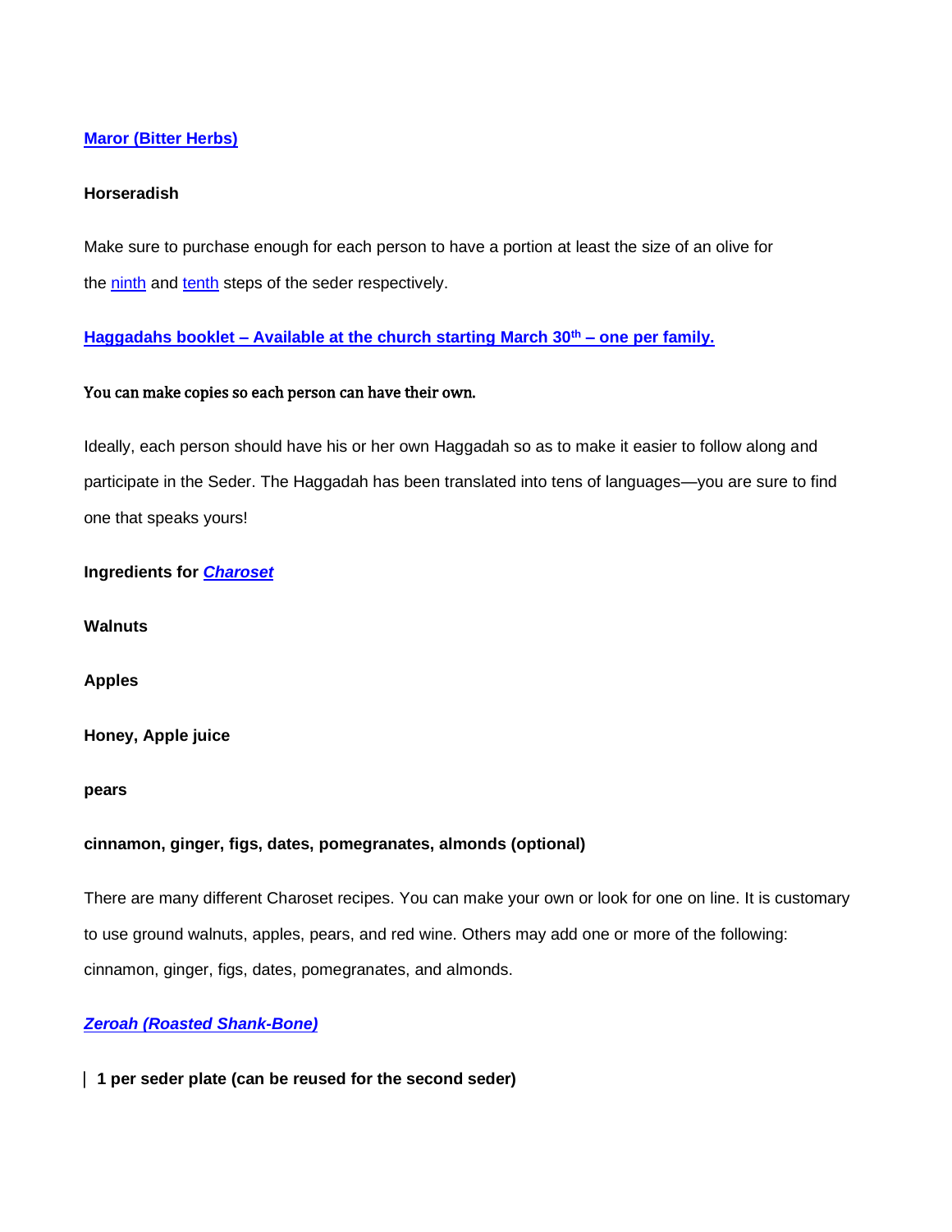**Maror (Bitter Herbs)**

**Horseradish**

Make sure to purchase enough for each person to have a portion at least the size of an olive for the ninth and tenth steps of the seder respectively.

**Haggadahs booklet – Available at the church starting March 30th – one per family.**

You can make copies so each person can have their own.

Ideally, each person should have his or her own Haggadah so as to make it easier to follow along and participate in the Seder. The Haggadah has been translated into tens of languages—you are sure to find one that speaks yours!

**Ingredients for *Charoset***

**Walnuts**

**Apples**

**Honey, Apple juice**

**pears**

**cinnamon, ginger, figs, dates, pomegranates, almonds (optional)**

There are many different Charoset recipes. You can make your own or look for one on line. It is customary to use ground walnuts, apples, pears, and red wine. Others may add one or more of the following: cinnamon, ginger, figs, dates, pomegranates, and almonds.

***Zeroah (Roasted Shank-Bone)***

**1 per seder plate (can be reused for the second seder)**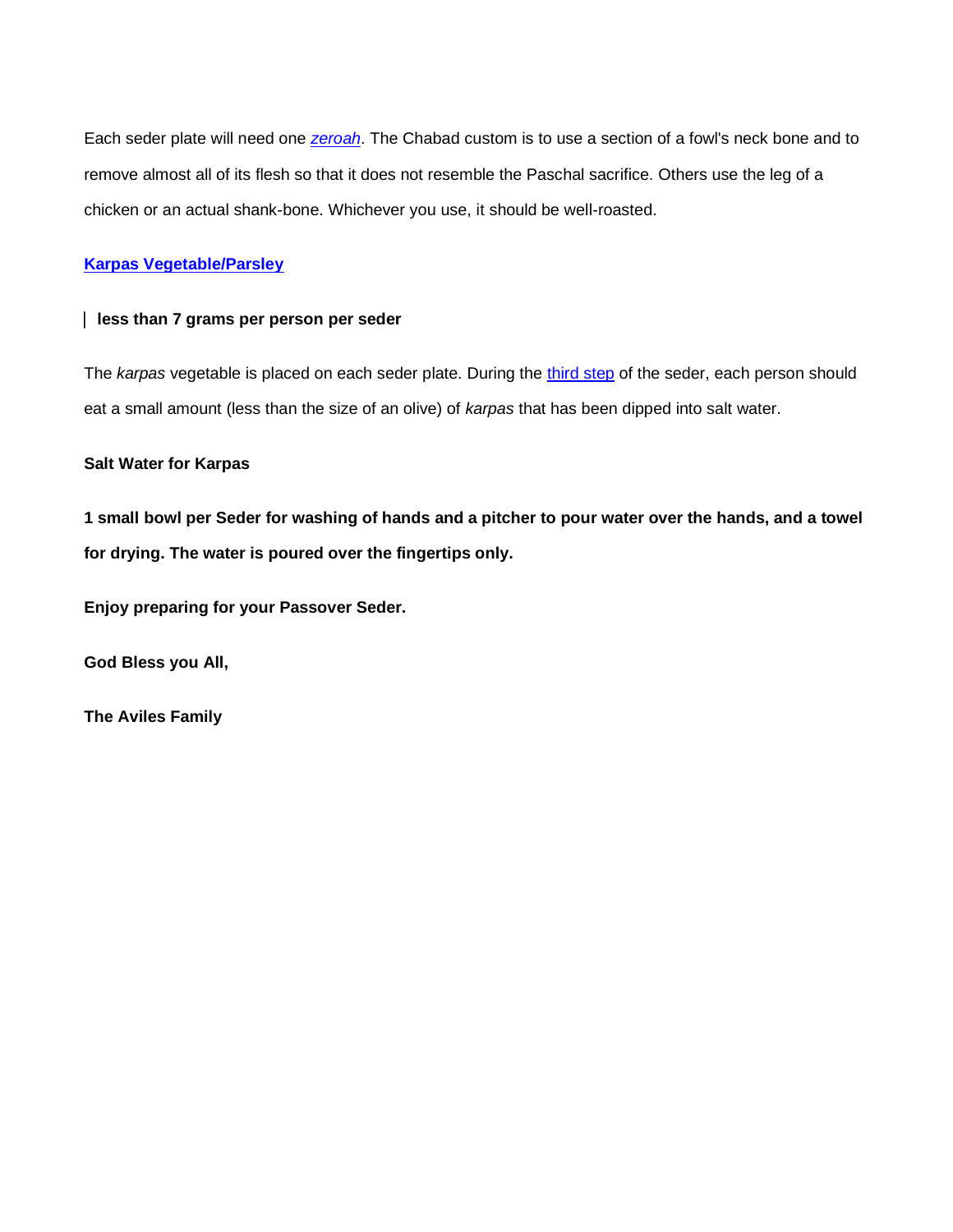Each seder plate will need one [*zeroah*](). The Chabad custom is to use a section of a fowl's neck bone and to remove almost all of its flesh so that it does not resemble the Paschal sacrifice. Others use the leg of a chicken or an actual shank-bone. Whichever you use, it should be well-roasted.

**Karpas Vegetable/Parsley**

**less than 7 grams per person per seder**

The *karpas* vegetable is placed on each seder plate. During the third step of the seder, each person should eat a small amount (less than the size of an olive) of *karpas* that has been dipped into salt water.

**Salt Water for Karpas**

**1 small bowl per Seder for washing of hands and a pitcher to pour water over the hands, and a towel for drying. The water is poured over the fingertips only.**

**Enjoy preparing for your Passover Seder.**

**God Bless you All,**

**The Aviles Family**